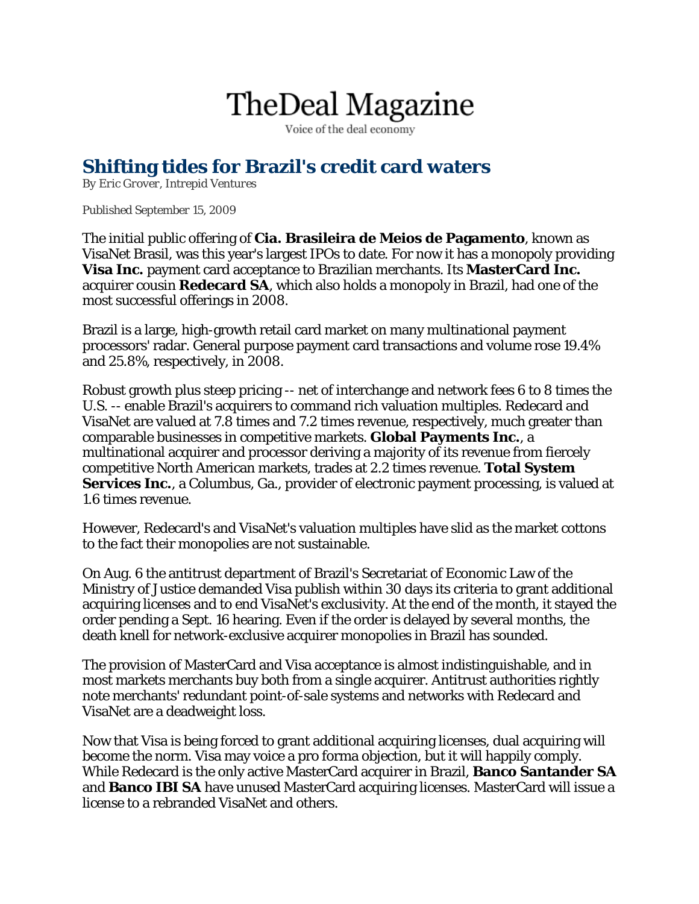# TheDeal Magazine

Voice of the deal economy

## Shifting tides for Brazil's credit card waters

*By Eric Grover, Intrepid Ventures*

Published September 15, 2009

The initial public offering of **Cia. Brasileira de Meios de Pagamento**, known as VisaNet Brasil, was this year's largest IPOs to date. For now it has a monopoly providing **Visa Inc.** payment card acceptance to Brazilian merchants. Its **MasterCard Inc.** acquirer cousin **Redecard SA**, which also holds a monopoly in Brazil, had one of the most successful offerings in 2008.

Brazil is a large, high-growth retail card market on many multinational payment processors' radar. General purpose payment card transactions and volume rose 19.4% and 25.8%, respectively, in 2008.

Robust growth plus steep pricing -- net of interchange and network fees 6 to 8 times the U.S. -- enable Brazil's acquirers to command rich valuation multiples. Redecard and VisaNet are valued at 7.8 times and 7.2 times revenue, respectively, much greater than comparable businesses in competitive markets. **Global Payments Inc.**, a multinational acquirer and processor deriving a majority of its revenue from fiercely competitive North American markets, trades at 2.2 times revenue. **Total System Services Inc.**, a Columbus, Ga., provider of electronic payment processing, is valued at 1.6 times revenue.

However, Redecard's and VisaNet's valuation multiples have slid as the market cottons to the fact their monopolies are not sustainable.

On Aug. 6 the antitrust department of Brazil's Secretariat of Economic Law of the Ministry of Justice demanded Visa publish within 30 days its criteria to grant additional acquiring licenses and to end VisaNet's exclusivity. At the end of the month, it stayed the order pending a Sept. 16 hearing. Even if the order is delayed by several months, the death knell for network-exclusive acquirer monopolies in Brazil has sounded.

The provision of MasterCard and Visa acceptance is almost indistinguishable, and in most markets merchants buy both from a single acquirer. Antitrust authorities rightly note merchants' redundant point-of-sale systems and networks with Redecard and VisaNet are a deadweight loss.

Now that Visa is being forced to grant additional acquiring licenses, dual acquiring will become the norm. Visa may voice a pro forma objection, but it will happily comply. While Redecard is the only active MasterCard acquirer in Brazil, **Banco Santander SA** and **Banco IBI SA** have unused MasterCard acquiring licenses. MasterCard will issue a license to a rebranded VisaNet and others.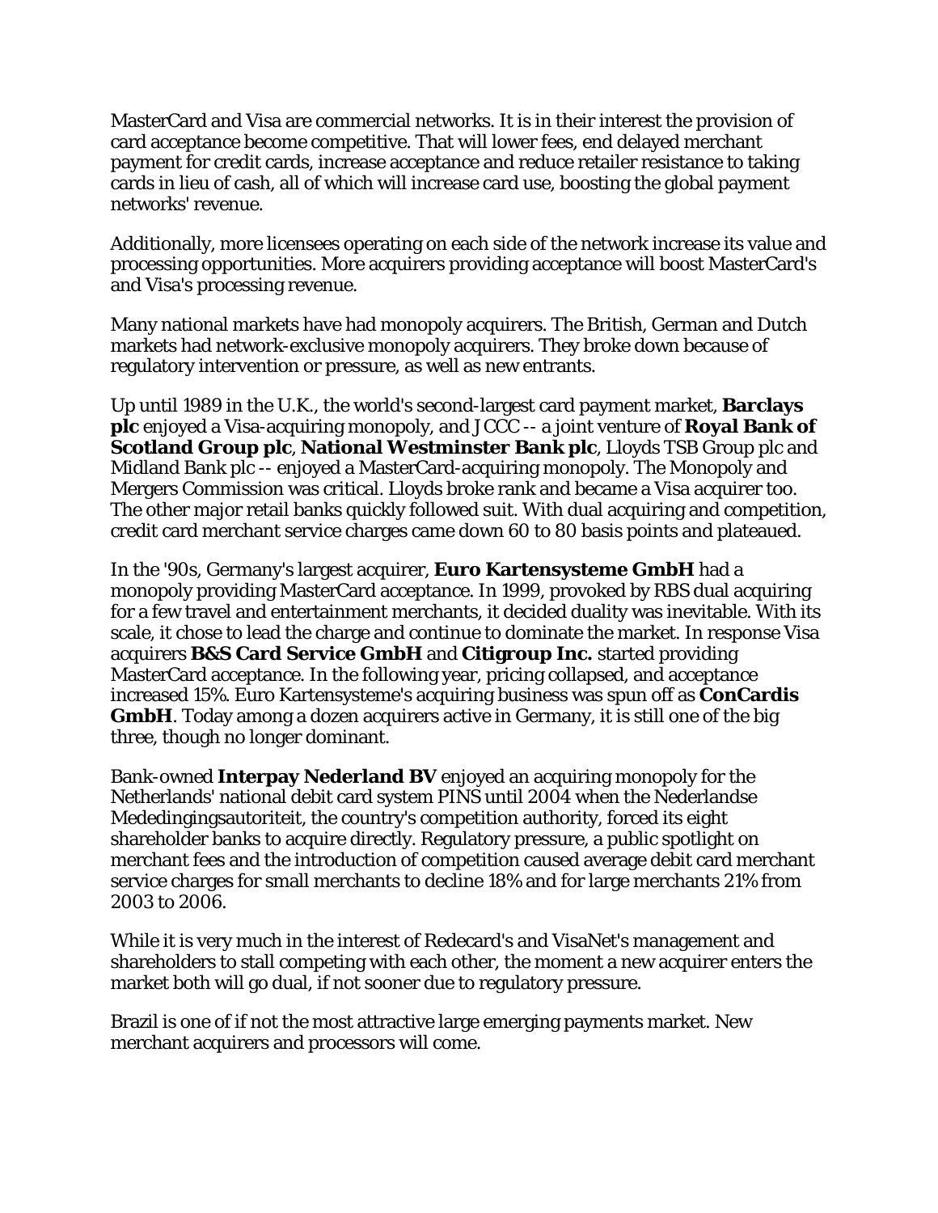MasterCard and Visa are commercial networks. It is in their interest the provision of card acceptance become competitive. That will lower fees, end delayed merchant payment for credit cards, increase acceptance and reduce retailer resistance to taking cards in lieu of cash, all of which will increase card use, boosting the global payment networks' revenue.

Additionally, more licensees operating on each side of the network increase its value and processing opportunities. More acquirers providing acceptance will boost MasterCard's and Visa's processing revenue.

Many national markets have had monopoly acquirers. The British, German and Dutch markets had network-exclusive monopoly acquirers. They broke down because of regulatory intervention or pressure, as well as new entrants.

Up until 1989 in the U.K., the world's second-largest card payment market, **Barclays plc** enjoyed a Visa-acquiring monopoly, and JCCC -- a joint venture of **Royal Bank of Scotland Group plc**, **National Westminster Bank plc**, Lloyds TSB Group plc and Midland Bank plc -- enjoyed a MasterCard-acquiring monopoly. The Monopoly and Mergers Commission was critical. Lloyds broke rank and became a Visa acquirer too. The other major retail banks quickly followed suit. With dual acquiring and competition, credit card merchant service charges came down 60 to 80 basis points and plateaued.

In the '90s, Germany's largest acquirer, **Euro Kartensysteme GmbH** had a monopoly providing MasterCard acceptance. In 1999, provoked by RBS dual acquiring for a few travel and entertainment merchants, it decided duality was inevitable. With its scale, it chose to lead the charge and continue to dominate the market. In response Visa acquirers **B&S Card Service GmbH** and **Citigroup Inc.** started providing MasterCard acceptance. In the following year, pricing collapsed, and acceptance increased 15%. Euro Kartensysteme's acquiring business was spun off as **ConCardis GmbH**. Today among a dozen acquirers active in Germany, it is still one of the big three, though no longer dominant.

Bank-owned **Interpay Nederland BV** enjoyed an acquiring monopoly for the Netherlands' national debit card system PINS until 2004 when the Nederlandse Mededingingsautoriteit, the country's competition authority, forced its eight shareholder banks to acquire directly. Regulatory pressure, a public spotlight on merchant fees and the introduction of competition caused average debit card merchant service charges for small merchants to decline 18% and for large merchants 21% from 2003 to 2006.

While it is very much in the interest of Redecard's and VisaNet's management and shareholders to stall competing with each other, the moment a new acquirer enters the market both will go dual, if not sooner due to regulatory pressure.

Brazil is one of if not the most attractive large emerging payments market. New merchant acquirers and processors will come.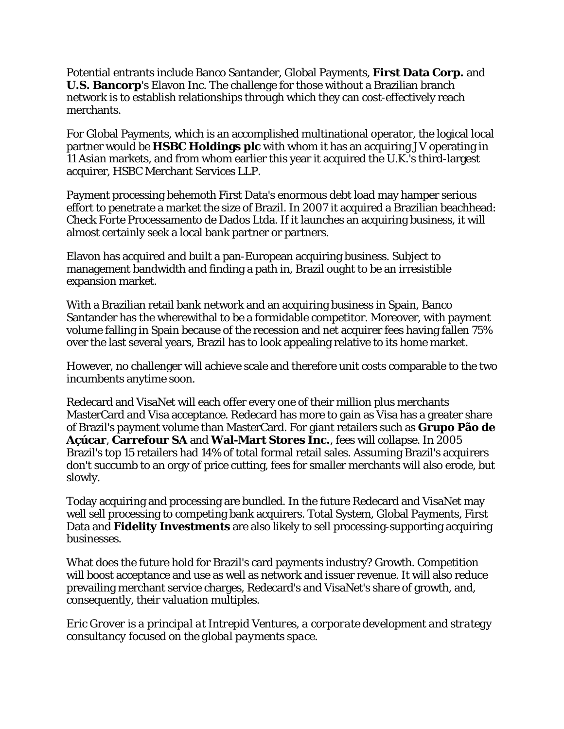Potential entrants include Banco Santander, Global Payments, **First Data Corp.** and **U.S. Bancorp**'s Elavon Inc. The challenge for those without a Brazilian branch network is to establish relationships through which they can cost-effectively reach merchants.

For Global Payments, which is an accomplished multinational operator, the logical local partner would be **HSBC Holdings plc** with whom it has an acquiring JV operating in 11 Asian markets, and from whom earlier this year it acquired the U.K.'s third-largest acquirer, HSBC Merchant Services LLP.

Payment processing behemoth First Data's enormous debt load may hamper serious effort to penetrate a market the size of Brazil. In 2007 it acquired a Brazilian beachhead: Check Forte Processamento de Dados Ltda. If it launches an acquiring business, it will almost certainly seek a local bank partner or partners.

Elavon has acquired and built a pan-European acquiring business. Subject to management bandwidth and finding a path in, Brazil ought to be an irresistible expansion market.

With a Brazilian retail bank network and an acquiring business in Spain, Banco Santander has the wherewithal to be a formidable competitor. Moreover, with payment volume falling in Spain because of the recession and net acquirer fees having fallen 75% over the last several years, Brazil has to look appealing relative to its home market.

However, no challenger will achieve scale and therefore unit costs comparable to the two incumbents anytime soon.

Redecard and VisaNet will each offer every one of their million plus merchants MasterCard and Visa acceptance. Redecard has more to gain as Visa has a greater share of Brazil's payment volume than MasterCard. For giant retailers such as **Grupo Pão de Açúcar**, **Carrefour SA** and **Wal-Mart Stores Inc.**, fees will collapse. In 2005 Brazil's top 15 retailers had 14% of total formal retail sales. Assuming Brazil's acquirers don't succumb to an orgy of price cutting, fees for smaller merchants will also erode, but slowly.

Today acquiring and processing are bundled. In the future Redecard and VisaNet may well sell processing to competing bank acquirers. Total System, Global Payments, First Data and **Fidelity Investments** are also likely to sell processing-supporting acquiring businesses.

What does the future hold for Brazil's card payments industry? Growth. Competition will boost acceptance and use as well as network and issuer revenue. It will also reduce prevailing merchant service charges, Redecard's and VisaNet's share of growth, and, consequently, their valuation multiples.

*Eric Grover is a principal at Intrepid Ventures, a corporate development and strategy consultancy focused on the global payments space.*